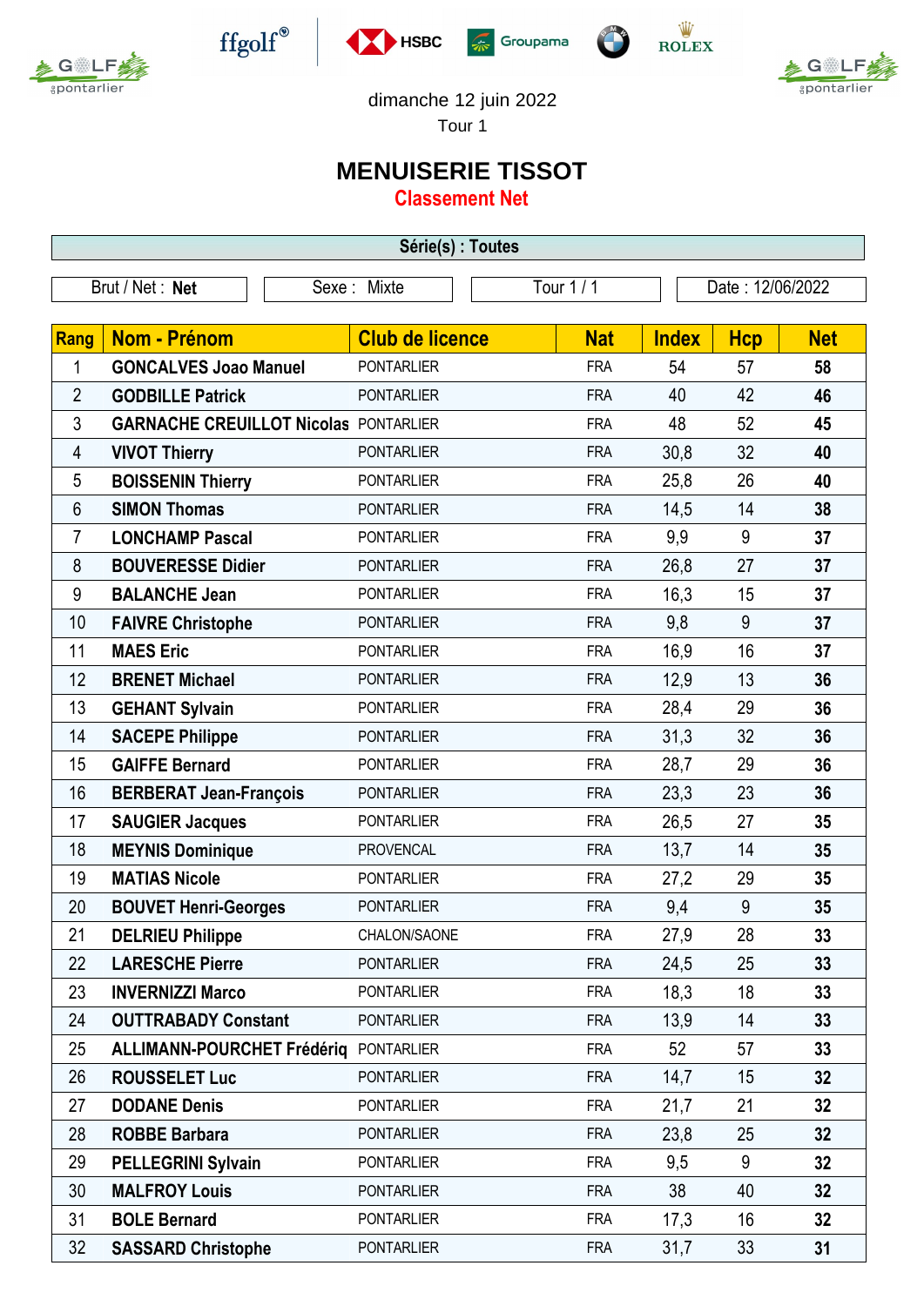dimanche 12 juin 2022

Tour 1

# MENUISERIE TISSOT

## Classement Net

**Série(s) : Toutes**

| Brut / Net : **Net** | Sexe : Mixte | Tour 1 / 1 | Date : 12/06/2022 |
|---|---|---|---|

| Rang | Nom - Prénom | Club de licence | Nat | Index | Hcp | Net |
|---|---|---|---|---|---|---|
| 1 | **GONCALVES Joao Manuel** | PONTARLIER | FRA | 54 | 57 | **58** |
| 2 | **GODBILLE Patrick** | PONTARLIER | FRA | 40 | 42 | **46** |
| 3 | **GARNACHE CREUILLOT Nicolas** | PONTARLIER | FRA | 48 | 52 | **45** |
| 4 | **VIVOT Thierry** | PONTARLIER | FRA | 30,8 | 32 | **40** |
| 5 | **BOISSENIN Thierry** | PONTARLIER | FRA | 25,8 | 26 | **40** |
| 6 | **SIMON Thomas** | PONTARLIER | FRA | 14,5 | 14 | **38** |
| 7 | **LONCHAMP Pascal** | PONTARLIER | FRA | 9,9 | 9 | **37** |
| 8 | **BOUVERESSE Didier** | PONTARLIER | FRA | 26,8 | 27 | **37** |
| 9 | **BALANCHE Jean** | PONTARLIER | FRA | 16,3 | 15 | **37** |
| 10 | **FAIVRE Christophe** | PONTARLIER | FRA | 9,8 | 9 | **37** |
| 11 | **MAES Eric** | PONTARLIER | FRA | 16,9 | 16 | **37** |
| 12 | **BRENET Michael** | PONTARLIER | FRA | 12,9 | 13 | **36** |
| 13 | **GEHANT Sylvain** | PONTARLIER | FRA | 28,4 | 29 | **36** |
| 14 | **SACEPE Philippe** | PONTARLIER | FRA | 31,3 | 32 | **36** |
| 15 | **GAIFFE Bernard** | PONTARLIER | FRA | 28,7 | 29 | **36** |
| 16 | **BERBERAT Jean-François** | PONTARLIER | FRA | 23,3 | 23 | **36** |
| 17 | **SAUGIER Jacques** | PONTARLIER | FRA | 26,5 | 27 | **35** |
| 18 | **MEYNIS Dominique** | PROVENCAL | FRA | 13,7 | 14 | **35** |
| 19 | **MATIAS Nicole** | PONTARLIER | FRA | 27,2 | 29 | **35** |
| 20 | **BOUVET Henri-Georges** | PONTARLIER | FRA | 9,4 | 9 | **35** |
| 21 | **DELRIEU Philippe** | CHALON/SAONE | FRA | 27,9 | 28 | **33** |
| 22 | **LARESCHE Pierre** | PONTARLIER | FRA | 24,5 | 25 | **33** |
| 23 | **INVERNIZZI Marco** | PONTARLIER | FRA | 18,3 | 18 | **33** |
| 24 | **OUTTRABADY Constant** | PONTARLIER | FRA | 13,9 | 14 | **33** |
| 25 | **ALLIMANN-POURCHET Frédériq** | PONTARLIER | FRA | 52 | 57 | **33** |
| 26 | **ROUSSELET Luc** | PONTARLIER | FRA | 14,7 | 15 | **32** |
| 27 | **DODANE Denis** | PONTARLIER | FRA | 21,7 | 21 | **32** |
| 28 | **ROBBE Barbara** | PONTARLIER | FRA | 23,8 | 25 | **32** |
| 29 | **PELLEGRINI Sylvain** | PONTARLIER | FRA | 9,5 | 9 | **32** |
| 30 | **MALFROY Louis** | PONTARLIER | FRA | 38 | 40 | **32** |
| 31 | **BOLE Bernard** | PONTARLIER | FRA | 17,3 | 16 | **32** |
| 32 | **SASSARD Christophe** | PONTARLIER | FRA | 31,7 | 33 | **31** |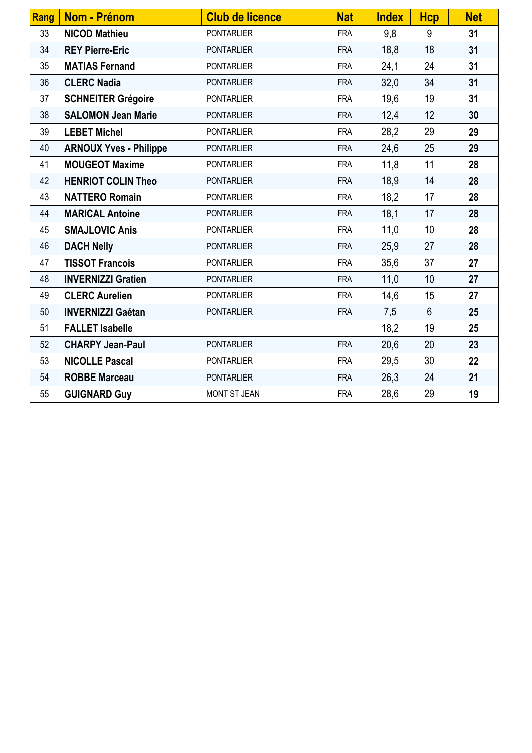| Rang | Nom - Prénom | Club de licence | Nat | Index | Hcp | Net |
|---|---|---|---|---|---|---|
| 33 | **NICOD Mathieu** | PONTARLIER | FRA | 9,8 | 9 | **31** |
| 34 | **REY Pierre-Eric** | PONTARLIER | FRA | 18,8 | 18 | **31** |
| 35 | **MATIAS Fernand** | PONTARLIER | FRA | 24,1 | 24 | **31** |
| 36 | **CLERC Nadia** | PONTARLIER | FRA | 32,0 | 34 | **31** |
| 37 | **SCHNEITER Grégoire** | PONTARLIER | FRA | 19,6 | 19 | **31** |
| 38 | **SALOMON Jean Marie** | PONTARLIER | FRA | 12,4 | 12 | **30** |
| 39 | **LEBET Michel** | PONTARLIER | FRA | 28,2 | 29 | **29** |
| 40 | **ARNOUX Yves - Philippe** | PONTARLIER | FRA | 24,6 | 25 | **29** |
| 41 | **MOUGEOT Maxime** | PONTARLIER | FRA | 11,8 | 11 | **28** |
| 42 | **HENRIOT COLIN Theo** | PONTARLIER | FRA | 18,9 | 14 | **28** |
| 43 | **NATTERO Romain** | PONTARLIER | FRA | 18,2 | 17 | **28** |
| 44 | **MARICAL Antoine** | PONTARLIER | FRA | 18,1 | 17 | **28** |
| 45 | **SMAJLOVIC Anis** | PONTARLIER | FRA | 11,0 | 10 | **28** |
| 46 | **DACH Nelly** | PONTARLIER | FRA | 25,9 | 27 | **28** |
| 47 | **TISSOT Francois** | PONTARLIER | FRA | 35,6 | 37 | **27** |
| 48 | **INVERNIZZI Gratien** | PONTARLIER | FRA | 11,0 | 10 | **27** |
| 49 | **CLERC Aurelien** | PONTARLIER | FRA | 14,6 | 15 | **27** |
| 50 | **INVERNIZZI Gaétan** | PONTARLIER | FRA | 7,5 | 6 | **25** |
| 51 | **FALLET Isabelle** | | | 18,2 | 19 | **25** |
| 52 | **CHARPY Jean-Paul** | PONTARLIER | FRA | 20,6 | 20 | **23** |
| 53 | **NICOLLE Pascal** | PONTARLIER | FRA | 29,5 | 30 | **22** |
| 54 | **ROBBE Marceau** | PONTARLIER | FRA | 26,3 | 24 | **21** |
| 55 | **GUIGNARD Guy** | MONT ST JEAN | FRA | 28,6 | 29 | **19** |